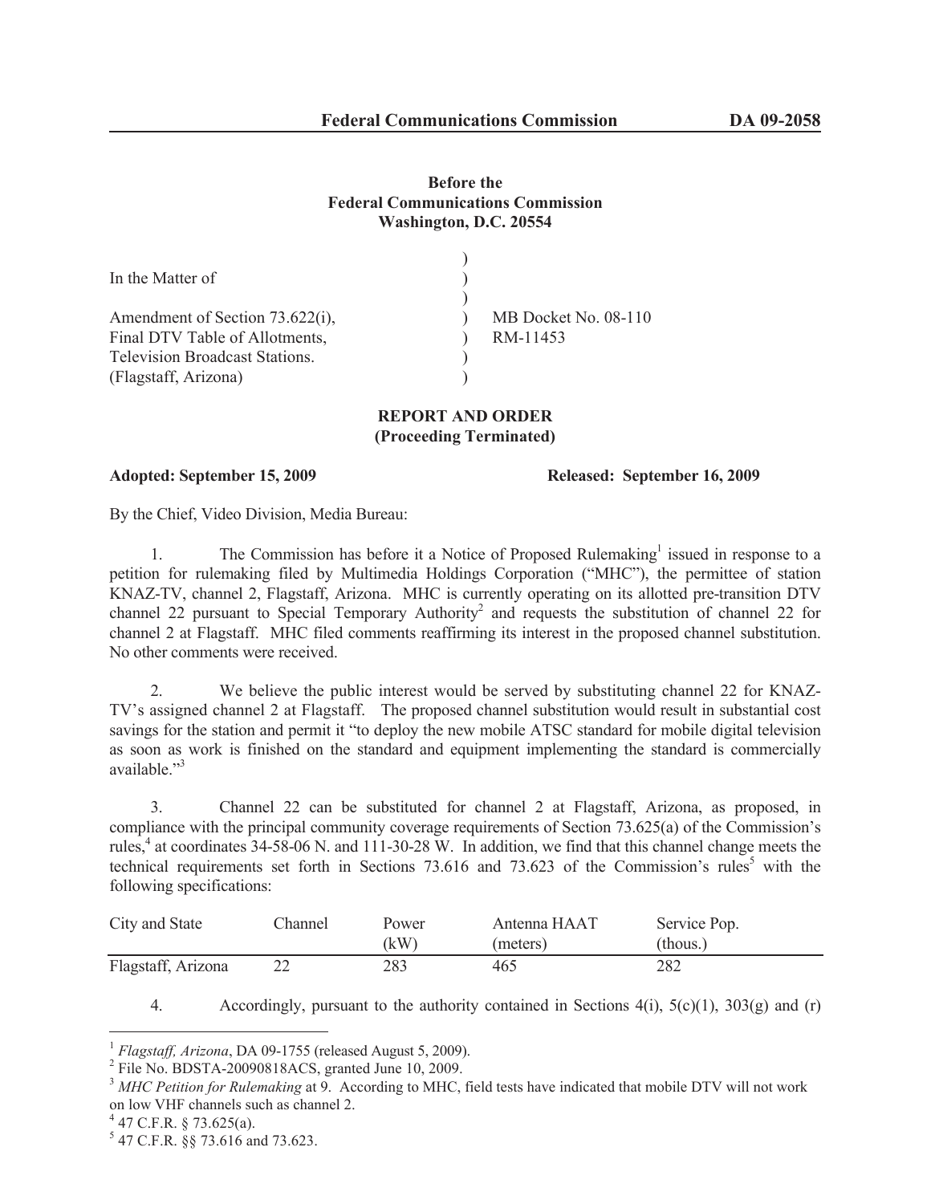**Before the**
**Federal Communications Commission**
**Washington, D.C. 20554**

| | | |
|---|---|---|
| In the Matter of | ) | |
| | ) | |
| Amendment of Section 73.622(i), | ) | MB Docket No. 08-110 |
| Final DTV Table of Allotments, | ) | RM-11453 |
| Television Broadcast Stations. | ) | |
| (Flagstaff, Arizona) | ) | |

**REPORT AND ORDER**
**(Proceeding Terminated)**

**Adopted: September 15, 2009** **Released: September 16, 2009**

By the Chief, Video Division, Media Bureau:

1. The Commission has before it a Notice of Proposed Rulemaking[1] issued in response to a petition for rulemaking filed by Multimedia Holdings Corporation ("MHC"), the permittee of station KNAZ-TV, channel 2, Flagstaff, Arizona. MHC is currently operating on its allotted pre-transition DTV channel 22 pursuant to Special Temporary Authority[2] and requests the substitution of channel 22 for channel 2 at Flagstaff. MHC filed comments reaffirming its interest in the proposed channel substitution. No other comments were received.

2. We believe the public interest would be served by substituting channel 22 for KNAZ-TV's assigned channel 2 at Flagstaff. The proposed channel substitution would result in substantial cost savings for the station and permit it "to deploy the new mobile ATSC standard for mobile digital television as soon as work is finished on the standard and equipment implementing the standard is commercially available."[3]

3. Channel 22 can be substituted for channel 2 at Flagstaff, Arizona, as proposed, in compliance with the principal community coverage requirements of Section 73.625(a) of the Commission's rules,[4] at coordinates 34-58-06 N. and 111-30-28 W. In addition, we find that this channel change meets the technical requirements set forth in Sections 73.616 and 73.623 of the Commission's rules[5] with the following specifications:

| City and State | Channel | Power (kW) | Antenna HAAT (meters) | Service Pop. (thous.) |
|---|---|---|---|---|
| Flagstaff, Arizona | 22 | 283 | 465 | 282 |

4. Accordingly, pursuant to the authority contained in Sections 4(i), 5(c)(1), 303(g) and (r)

---

[1] *Flagstaff, Arizona*, DA 09-1755 (released August 5, 2009).

[2] File No. BDSTA-20090818ACS, granted June 10, 2009.

[3] *MHC Petition for Rulemaking* at 9. According to MHC, field tests have indicated that mobile DTV will not work on low VHF channels such as channel 2.

[4] 47 C.F.R. § 73.625(a).

[5] 47 C.F.R. §§ 73.616 and 73.623.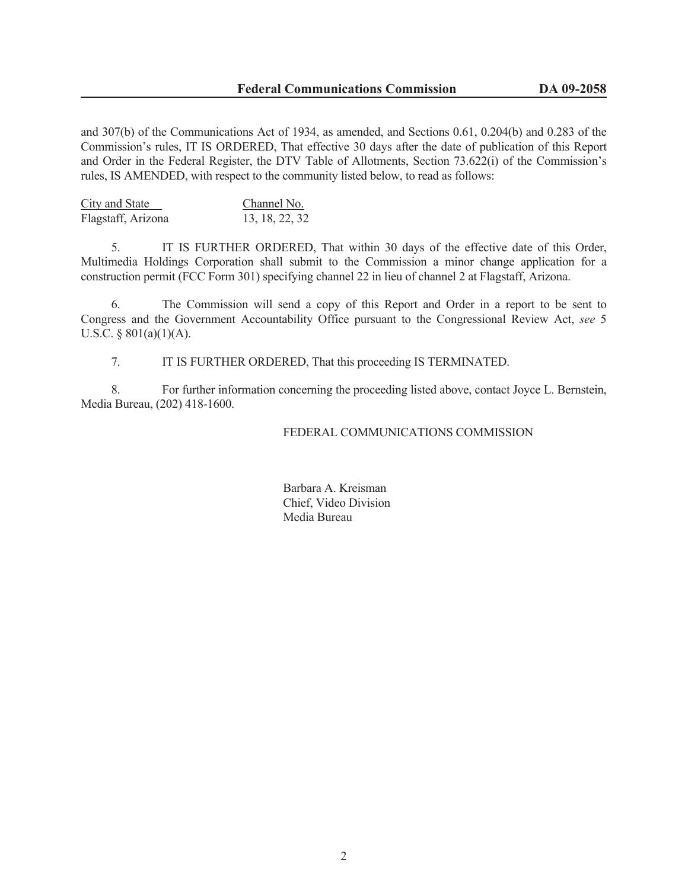and 307(b) of the Communications Act of 1934, as amended, and Sections 0.61, 0.204(b) and 0.283 of the Commission's rules, IT IS ORDERED, That effective 30 days after the date of publication of this Report and Order in the Federal Register, the DTV Table of Allotments, Section 73.622(i) of the Commission's rules, IS AMENDED, with respect to the community listed below, to read as follows:

| City and State | Channel No. |
| --- | --- |
| Flagstaff, Arizona | 13, 18, 22, 32 |

5. IT IS FURTHER ORDERED, That within 30 days of the effective date of this Order, Multimedia Holdings Corporation shall submit to the Commission a minor change application for a construction permit (FCC Form 301) specifying channel 22 in lieu of channel 2 at Flagstaff, Arizona.

6. The Commission will send a copy of this Report and Order in a report to be sent to Congress and the Government Accountability Office pursuant to the Congressional Review Act, *see* 5 U.S.C. § 801(a)(1)(A).

7. IT IS FURTHER ORDERED, That this proceeding IS TERMINATED.

8. For further information concerning the proceeding listed above, contact Joyce L. Bernstein, Media Bureau, (202) 418-1600.

FEDERAL COMMUNICATIONS COMMISSION

Barbara A. Kreisman
Chief, Video Division
Media Bureau